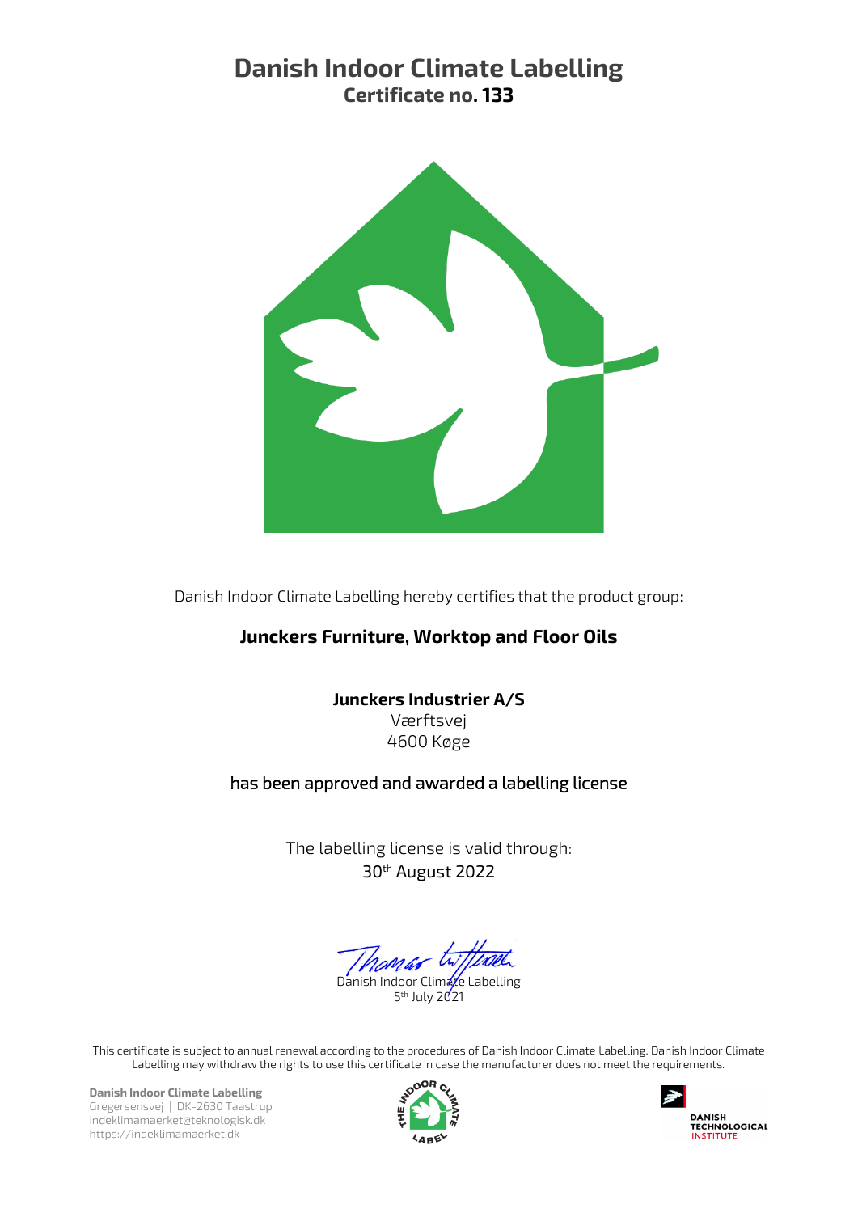# Danish Indoor Climate Labelling

## Certificate no. 133

Danish Indoor Climate Labelling hereby certifies that the product group:

**Junckers Furniture, Worktop and Floor Oils**

**Junckers Industrier A/S**
Værftsvej
4600 Køge

has been approved and awarded a labelling license

The labelling license is valid through:
30th August 2022

Danish Indoor Climate Labelling
5th July 2021

This certificate is subject to annual renewal according to the procedures of Danish Indoor Climate Labelling. Danish Indoor Climate Labelling may withdraw the rights to use this certificate in case the manufacturer does not meet the requirements.

**Danish Indoor Climate Labelling**
Gregersensvej | DK-2630 Taastrup
indeklimamaerket@teknologisk.dk
https://indeklimamaerket.dk

THE INDOOR CLIMATE LABEL

DANISH TECHNOLOGICAL INSTITUTE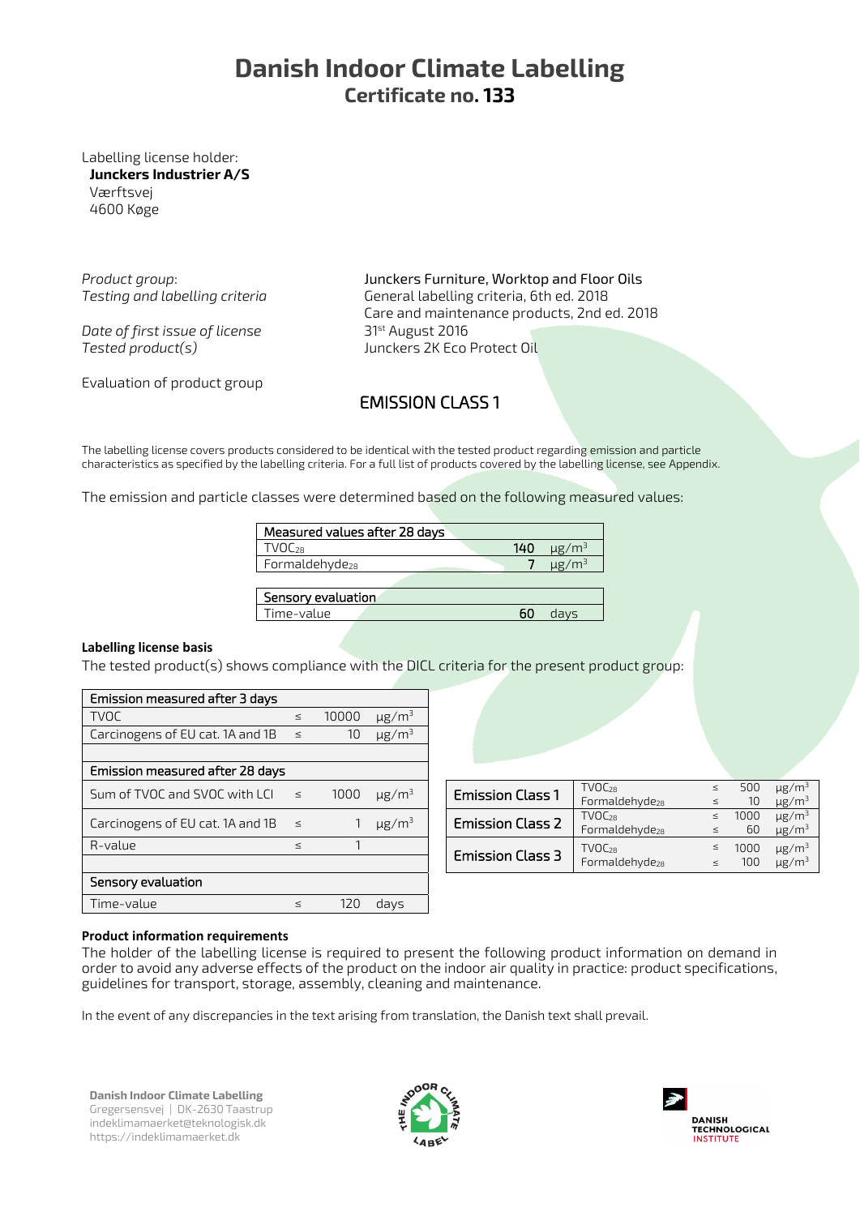# Danish Indoor Climate Labelling

## Certificate no. 133

Labelling license holder:
**Junckers Industrier A/S**
Værftsvej
4600 Køge

| | |
|---|---|
| *Product group:* | Junckers Furniture, Worktop and Floor Oils |
| *Testing and labelling criteria* | General labelling criteria, 6th ed. 2018<br>Care and maintenance products, 2nd ed. 2018 |
| *Date of first issue of license* | 31st August 2016 |
| *Tested product(s)* | Junckers 2K Eco Protect Oil |
| Evaluation of product group | EMISSION CLASS 1 |

The labelling license covers products considered to be identical with the tested product regarding emission and particle characteristics as specified by the labelling criteria. For a full list of products covered by the labelling license, see Appendix.

The emission and particle classes were determined based on the following measured values:

| Measured values after 28 days | | |
|---|---|---|
| $TVOC_{28}$ | 140 | µg/m³ |
| $Formaldehyde_{28}$ | 7 | µg/m³ |
| **Sensory evaluation** | | |
| Time-value | 60 | days |

### Labelling license basis

The tested product(s) shows compliance with the DICL criteria for the present product group:

| Emission measured after 3 days | | | |
|---|---|---|---|
| TVOC | ≤ | 10000 | µg/m³ |
| Carcinogens of EU cat. 1A and 1B | ≤ | 10 | µg/m³ |
| **Emission measured after 28 days** | | | |
| Sum of TVOC and SVOC with LCI | ≤ | 1000 | µg/m³ |
| Carcinogens of EU cat. 1A and 1B | ≤ | 1 | µg/m³ |
| R-value | ≤ | 1 | |
| **Sensory evaluation** | | | |
| Time-value | ≤ | 120 | days |

| | | | | |
|---|---|---|---|---|
| Emission Class 1 | $TVOC_{28}$ | ≤ | 500 | µg/m³ |
| | $Formaldehyde_{28}$ | ≤ | 10 | µg/m³ |
| Emission Class 2 | $TVOC_{28}$ | ≤ | 1000 | µg/m³ |
| | $Formaldehyde_{28}$ | ≤ | 60 | µg/m³ |
| Emission Class 3 | $TVOC_{28}$ | ≤ | 1000 | µg/m³ |
| | $Formaldehyde_{28}$ | ≤ | 100 | µg/m³ |

### Product information requirements

The holder of the labelling license is required to present the following product information on demand in order to avoid any adverse effects of the product on the indoor air quality in practice: product specifications, guidelines for transport, storage, assembly, cleaning and maintenance.

In the event of any discrepancies in the text arising from translation, the Danish text shall prevail.

**Danish Indoor Climate Labelling**
Gregersensvej | DK-2630 Taastrup
indeklimamaerket@teknologisk.dk
https://indeklimamaerket.dk

THE INDOOR CLIMATE LABEL

DANISH TECHNOLOGICAL INSTITUTE